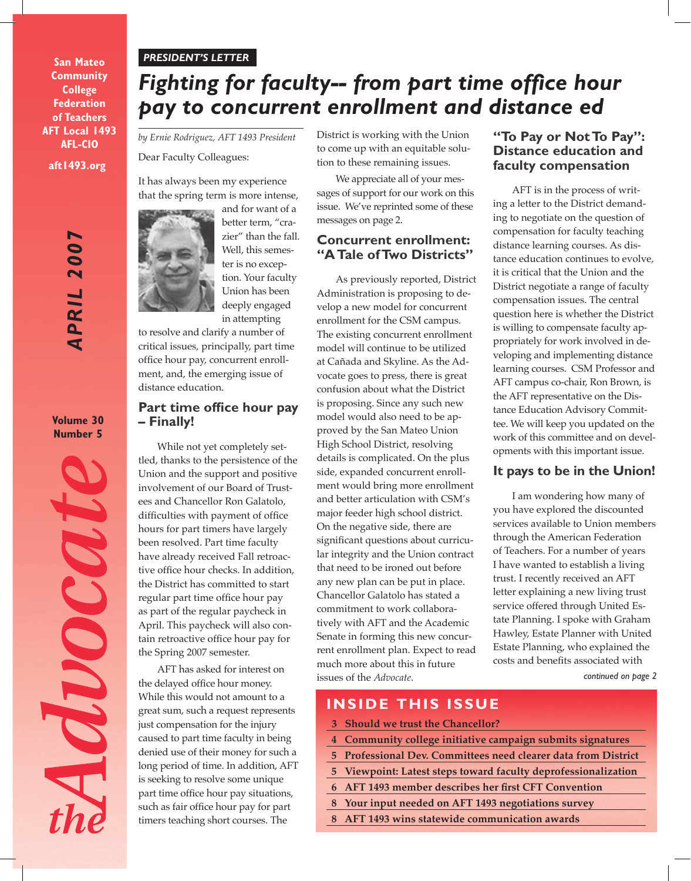San Mateo Community College Federation of Teachers AFT Local 1493 AFL-CIO

aft1493.org

**APRIL 2007**

Volume 30 Number 5

# the Advocate

*PRESIDENT'S LETTER*

# Fighting for faculty-- from part time office hour pay to concurrent enrollment and distance ed

*by Ernie Rodriguez, AFT 1493 President*

Dear Faculty Colleagues:

It has always been my experience that the spring term is more intense, and for want of a better term, "crazier" than the fall. Well, this semester is no exception. Your faculty Union has been deeply engaged in attempting to resolve and clarify a number of critical issues, principally, part time office hour pay, concurrent enrollment, and, the emerging issue of distance education.

## Part time office hour pay – Finally!

While not yet completely settled, thanks to the persistence of the Union and the support and positive involvement of our Board of Trustees and Chancellor Ron Galatolo, difficulties with payment of office hours for part timers have largely been resolved. Part time faculty have already received Fall retroactive office hour checks. In addition, the District has committed to start regular part time office hour pay as part of the regular paycheck in April. This paycheck will also contain retroactive office hour pay for the Spring 2007 semester.

AFT has asked for interest on the delayed office hour money. While this would not amount to a great sum, such a request represents just compensation for the injury caused to part time faculty in being denied use of their money for such a long period of time. In addition, AFT is seeking to resolve some unique part time office hour pay situations, such as fair office hour pay for part timers teaching short courses. The District is working with the Union to come up with an equitable solution to these remaining issues.

We appreciate all of your messages of support for our work on this issue. We've reprinted some of these messages on page 2.

## Concurrent enrollment: "A Tale of Two Districts"

As previously reported, District Administration is proposing to develop a new model for concurrent enrollment for the CSM campus. The existing concurrent enrollment model will continue to be utilized at Cañada and Skyline. As the Advocate goes to press, there is great confusion about what the District is proposing. Since any such new model would also need to be approved by the San Mateo Union High School District, resolving details is complicated. On the plus side, expanded concurrent enrollment would bring more enrollment and better articulation with CSM's major feeder high school district. On the negative side, there are significant questions about curricular integrity and the Union contract that need to be ironed out before any new plan can be put in place. Chancellor Galatolo has stated a commitment to work collaboratively with AFT and the Academic Senate in forming this new concurrent enrollment plan. Expect to read much more about this in future issues of the *Advocate*.

## "To Pay or Not To Pay": Distance education and faculty compensation

AFT is in the process of writing a letter to the District demanding to negotiate on the question of compensation for faculty teaching distance learning courses. As distance education continues to evolve, it is critical that the Union and the District negotiate a range of faculty compensation issues. The central question here is whether the District is willing to compensate faculty appropriately for work involved in developing and implementing distance learning courses. CSM Professor and AFT campus co-chair, Ron Brown, is the AFT representative on the Distance Education Advisory Committee. We will keep you updated on the work of this committee and on developments with this important issue.

## It pays to be in the Union!

I am wondering how many of you have explored the discounted services available to Union members through the American Federation of Teachers. For a number of years I have wanted to establish a living trust. I recently received an AFT letter explaining a new living trust service offered through United Estate Planning. I spoke with Graham Hawley, Estate Planner with United Estate Planning, who explained the costs and benefits associated with

*continued on page 2*

## INSIDE THIS ISSUE

- 3 Should we trust the Chancellor?
- 4 Community college initiative campaign submits signatures
- 5 Professional Dev. Committees need clearer data from District
- 5 Viewpoint: Latest steps toward faculty deprofessionalization
- 6 AFT 1493 member describes her first CFT Convention
- 8 Your input needed on AFT 1493 negotiations survey
- 8 AFT 1493 wins statewide communication awards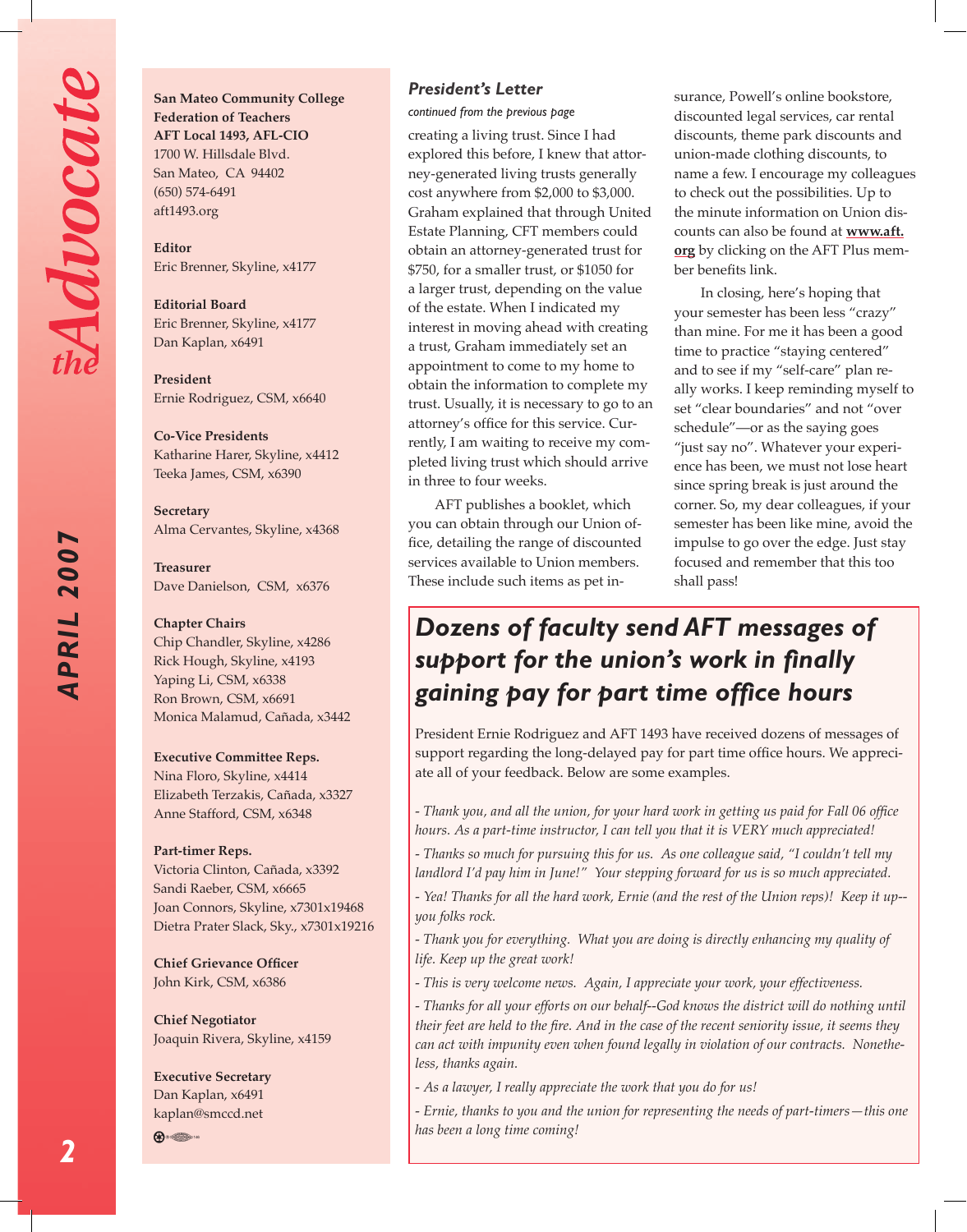**San Mateo Community College Federation of Teachers**
**AFT Local 1493, AFL-CIO**
1700 W. Hillsdale Blvd.
San Mateo, CA 94402
(650) 574-6491
aft1493.org

**Editor**
Eric Brenner, Skyline, x4177

**Editorial Board**
Eric Brenner, Skyline, x4177
Dan Kaplan, x6491

**President**
Ernie Rodriguez, CSM, x6640

**Co-Vice Presidents**
Katharine Harer, Skyline, x4412
Teeka James, CSM, x6390

**Secretary**
Alma Cervantes, Skyline, x4368

**Treasurer**
Dave Danielson, CSM, x6376

**Chapter Chairs**
Chip Chandler, Skyline, x4286
Rick Hough, Skyline, x4193
Yaping Li, CSM, x6338
Ron Brown, CSM, x6691
Monica Malamud, Cañada, x3442

**Executive Committee Reps.**
Nina Floro, Skyline, x4414
Elizabeth Terzakis, Cañada, x3327
Anne Stafford, CSM, x6348

**Part-timer Reps.**
Victoria Clinton, Cañada, x3392
Sandi Raeber, CSM, x6665
Joan Connors, Skyline, x7301x19468
Dietra Prater Slack, Sky., x7301x19216

**Chief Grievance Officer**
John Kirk, CSM, x6386

**Chief Negotiator**
Joaquin Rivera, Skyline, x4159

**Executive Secretary**
Dan Kaplan, x6491
kaplan@smccd.net

## President's Letter

*continued from the previous page*

creating a living trust. Since I had explored this before, I knew that attorney-generated living trusts generally cost anywhere from $2,000 to $3,000. Graham explained that through United Estate Planning, CFT members could obtain an attorney-generated trust for $750, for a smaller trust, or $1050 for a larger trust, depending on the value of the estate. When I indicated my interest in moving ahead with creating a trust, Graham immediately set an appointment to come to my home to obtain the information to complete my trust. Usually, it is necessary to go to an attorney's office for this service. Currently, I am waiting to receive my completed living trust which should arrive in three to four weeks.

AFT publishes a booklet, which you can obtain through our Union office, detailing the range of discounted services available to Union members. These include such items as pet insurance, Powell's online bookstore, discounted legal services, car rental discounts, theme park discounts and union-made clothing discounts, to name a few. I encourage my colleagues to check out the possibilities. Up to the minute information on Union discounts can also be found at **www.aft.org** by clicking on the AFT Plus member benefits link.

In closing, here's hoping that your semester has been less "crazy" than mine. For me it has been a good time to practice "staying centered" and to see if my "self-care" plan really works. I keep reminding myself to set "clear boundaries" and not "over schedule"—or as the saying goes "just say no". Whatever your experience has been, we must not lose heart since spring break is just around the corner. So, my dear colleagues, if your semester has been like mine, avoid the impulse to go over the edge. Just stay focused and remember that this too shall pass!

## *Dozens of faculty send AFT messages of support for the union's work in finally gaining pay for part time office hours*

President Ernie Rodriguez and AFT 1493 have received dozens of messages of support regarding the long-delayed pay for part time office hours. We appreciate all of your feedback. Below are some examples.

*- Thank you, and all the union, for your hard work in getting us paid for Fall 06 office hours. As a part-time instructor, I can tell you that it is VERY much appreciated!*

*- Thanks so much for pursuing this for us. As one colleague said, "I couldn't tell my landlord I'd pay him in June!" Your stepping forward for us is so much appreciated.*

*- Yea! Thanks for all the hard work, Ernie (and the rest of the Union reps)! Keep it up--you folks rock.*

*- Thank you for everything. What you are doing is directly enhancing my quality of life. Keep up the great work!*

*- This is very welcome news. Again, I appreciate your work, your effectiveness.*

*- Thanks for all your efforts on our behalf--God knows the district will do nothing until their feet are held to the fire. And in the case of the recent seniority issue, it seems they can act with impunity even when found legally in violation of our contracts. Nonetheless, thanks again.*

*- As a lawyer, I really appreciate the work that you do for us!*

*- Ernie, thanks to you and the union for representing the needs of part-timers—this one has been a long time coming!*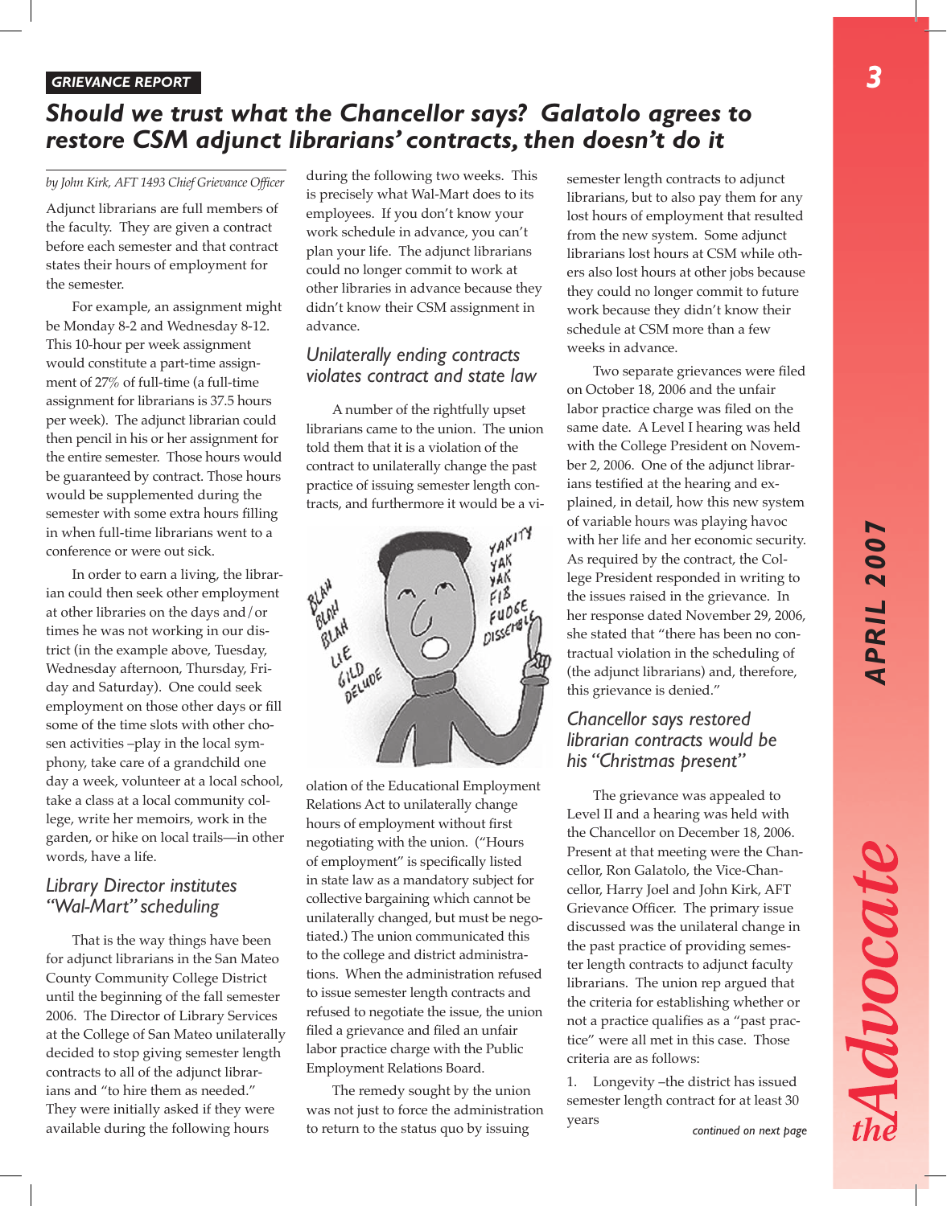GRIEVANCE REPORT

# Should we trust what the Chancellor says? Galatolo agrees to restore CSM adjunct librarians' contracts, then doesn't do it

*by John Kirk, AFT 1493 Chief Grievance Officer*

Adjunct librarians are full members of the faculty. They are given a contract before each semester and that contract states their hours of employment for the semester.

For example, an assignment might be Monday 8-2 and Wednesday 8-12. This 10-hour per week assignment would constitute a part-time assignment of 27% of full-time (a full-time assignment for librarians is 37.5 hours per week). The adjunct librarian could then pencil in his or her assignment for the entire semester. Those hours would be guaranteed by contract. Those hours would be supplemented during the semester with some extra hours filling in when full-time librarians went to a conference or were out sick.

In order to earn a living, the librarian could then seek other employment at other libraries on the days and/or times he was not working in our district (in the example above, Tuesday, Wednesday afternoon, Thursday, Friday and Saturday). One could seek employment on those other days or fill some of the time slots with other chosen activities –play in the local symphony, take care of a grandchild one day a week, volunteer at a local school, take a class at a local community college, write her memoirs, work in the garden, or hike on local trails—in other words, have a life.

## Library Director institutes "Wal-Mart" scheduling

That is the way things have been for adjunct librarians in the San Mateo County Community College District until the beginning of the fall semester 2006. The Director of Library Services at the College of San Mateo unilaterally decided to stop giving semester length contracts to all of the adjunct librarians and "to hire them as needed." They were initially asked if they were available during the following hours during the following two weeks. This is precisely what Wal-Mart does to its employees. If you don't know your work schedule in advance, you can't plan your life. The adjunct librarians could no longer commit to work at other libraries in advance because they didn't know their CSM assignment in advance.

## Unilaterally ending contracts violates contract and state law

A number of the rightfully upset librarians came to the union. The union told them that it is a violation of the contract to unilaterally change the past practice of issuing semester length contracts, and furthermore it would be a violation of the Educational Employment Relations Act to unilaterally change hours of employment without first negotiating with the union. ("Hours of employment" is specifically listed in state law as a mandatory subject for collective bargaining which cannot be unilaterally changed, but must be negotiated.) The union communicated this to the college and district administrations. When the administration refused to issue semester length contracts and refused to negotiate the issue, the union filed a grievance and filed an unfair labor practice charge with the Public Employment Relations Board.

The remedy sought by the union was not just to force the administration to return to the status quo by issuing semester length contracts to adjunct librarians, but to also pay them for any lost hours of employment that resulted from the new system. Some adjunct librarians lost hours at CSM while others also lost hours at other jobs because they could no longer commit to future work because they didn't know their schedule at CSM more than a few weeks in advance.

Two separate grievances were filed on October 18, 2006 and the unfair labor practice charge was filed on the same date. A Level I hearing was held with the College President on November 2, 2006. One of the adjunct librarians testified at the hearing and explained, in detail, how this new system of variable hours was playing havoc with her life and her economic security. As required by the contract, the College President responded in writing to the issues raised in the grievance. In her response dated November 29, 2006, she stated that "there has been no contractual violation in the scheduling of (the adjunct librarians) and, therefore, this grievance is denied."

## Chancellor says restored librarian contracts would be his "Christmas present"

The grievance was appealed to Level II and a hearing was held with the Chancellor on December 18, 2006. Present at that meeting were the Chancellor, Ron Galatolo, the Vice-Chancellor, Harry Joel and John Kirk, AFT Grievance Officer. The primary issue discussed was the unilateral change in the past practice of providing semester length contracts to adjunct faculty librarians. The union rep argued that the criteria for establishing whether or not a practice qualifies as a "past practice" were all met in this case. Those criteria are as follows:

1. Longevity –the district has issued semester length contract for at least 30 years

*continued on next page*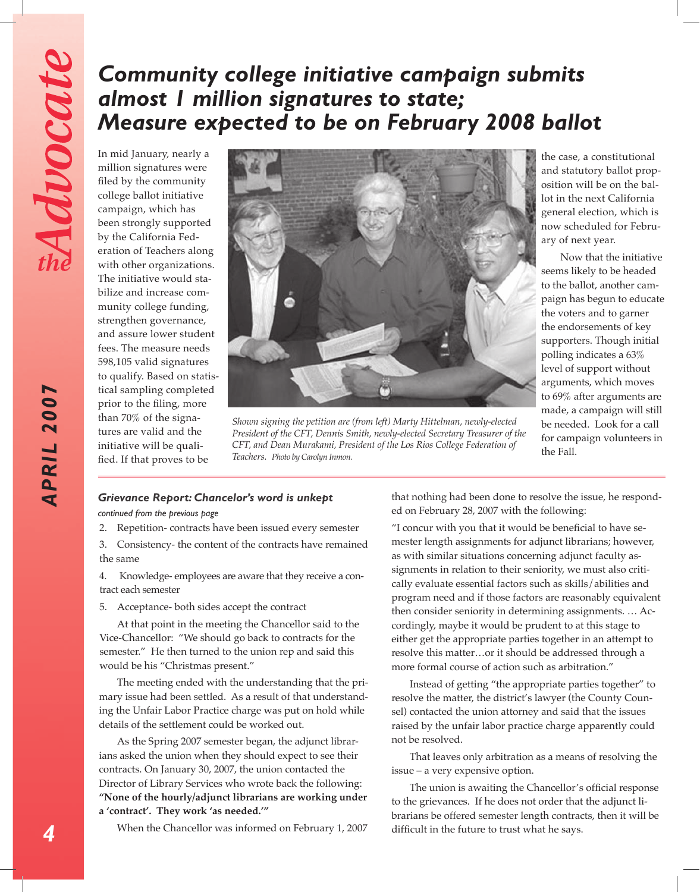# Community college initiative campaign submits almost 1 million signatures to state; Measure expected to be on February 2008 ballot

In mid January, nearly a million signatures were filed by the community college ballot initiative campaign, which has been strongly supported by the California Federation of Teachers along with other organizations. The initiative would stabilize and increase community college funding, strengthen governance, and assure lower student fees. The measure needs 598,105 valid signatures to qualify. Based on statistical sampling completed prior to the filing, more than 70% of the signatures are valid and the initiative will be qualified. If that proves to be the case, a constitutional and statutory ballot proposition will be on the ballot in the next California general election, which is now scheduled for February of next year.

Now that the initiative seems likely to be headed to the ballot, another campaign has begun to educate the voters and to garner the endorsements of key supporters. Though initial polling indicates a 63% level of support without arguments, which moves to 69% after arguments are made, a campaign will still be needed. Look for a call for campaign volunteers in the Fall.

*Shown signing the petition are (from left) Marty Hittelman, newly-elected President of the CFT, Dennis Smith, newly-elected Secretary Treasurer of the CFT, and Dean Murakami, President of the Los Rios College Federation of Teachers. Photo by Carolyn Inmon.*

---

### Grievance Report: Chancellor's word is unkept

*continued from the previous page*

2. Repetition- contracts have been issued every semester
3. Consistency- the content of the contracts have remained the same
4. Knowledge- employees are aware that they receive a contract each semester
5. Acceptance- both sides accept the contract

At that point in the meeting the Chancellor said to the Vice-Chancellor: "We should go back to contracts for the semester." He then turned to the union rep and said this would be his "Christmas present."

The meeting ended with the understanding that the primary issue had been settled. As a result of that understanding the Unfair Labor Practice charge was put on hold while details of the settlement could be worked out.

As the Spring 2007 semester began, the adjunct librarians asked the union when they should expect to see their contracts. On January 30, 2007, the union contacted the Director of Library Services who wrote back the following: **"None of the hourly/adjunct librarians are working under a 'contract'. They work 'as needed.'"**

When the Chancellor was informed on February 1, 2007 that nothing had been done to resolve the issue, he responded on February 28, 2007 with the following:

"I concur with you that it would be beneficial to have semester length assignments for adjunct librarians; however, as with similar situations concerning adjunct faculty assignments in relation to their seniority, we must also critically evaluate essential factors such as skills/abilities and program need and if those factors are reasonably equivalent then consider seniority in determining assignments. … Accordingly, maybe it would be prudent to at this stage to either get the appropriate parties together in an attempt to resolve this matter…or it should be addressed through a more formal course of action such as arbitration."

Instead of getting "the appropriate parties together" to resolve the matter, the district's lawyer (the County Counsel) contacted the union attorney and said that the issues raised by the unfair labor practice charge apparently could not be resolved.

That leaves only arbitration as a means of resolving the issue – a very expensive option.

The union is awaiting the Chancellor's official response to the grievances. If he does not order that the adjunct librarians be offered semester length contracts, then it will be difficult in the future to trust what he says.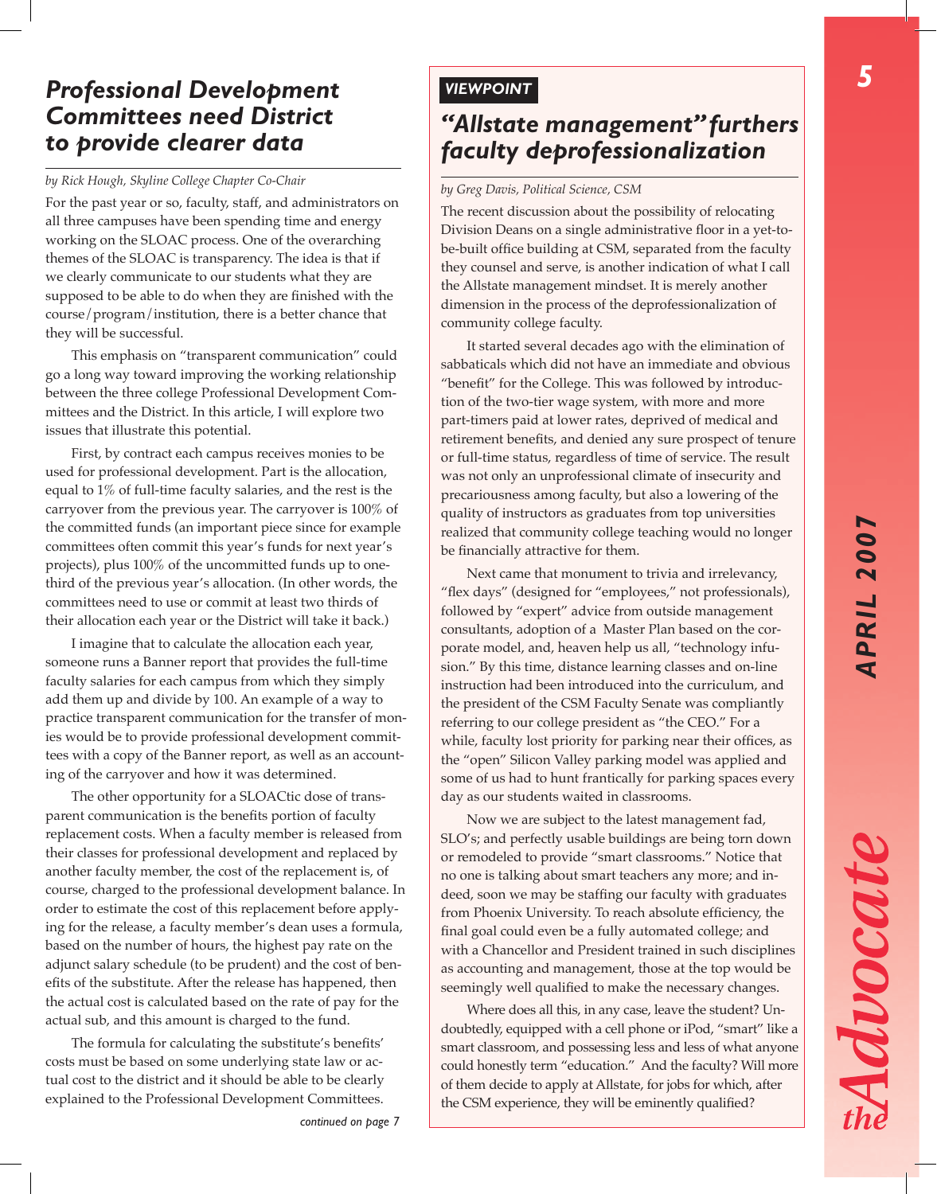## Professional Development Committees need District to provide clearer data

*by Rick Hough, Skyline College Chapter Co-Chair*

For the past year or so, faculty, staff, and administrators on all three campuses have been spending time and energy working on the SLOAC process. One of the overarching themes of the SLOAC is transparency. The idea is that if we clearly communicate to our students what they are supposed to be able to do when they are finished with the course/program/institution, there is a better chance that they will be successful.

This emphasis on "transparent communication" could go a long way toward improving the working relationship between the three college Professional Development Committees and the District. In this article, I will explore two issues that illustrate this potential.

First, by contract each campus receives monies to be used for professional development. Part is the allocation, equal to 1% of full-time faculty salaries, and the rest is the carryover from the previous year. The carryover is 100% of the committed funds (an important piece since for example committees often commit this year's funds for next year's projects), plus 100% of the uncommitted funds up to one-third of the previous year's allocation. (In other words, the committees need to use or commit at least two thirds of their allocation each year or the District will take it back.)

I imagine that to calculate the allocation each year, someone runs a Banner report that provides the full-time faculty salaries for each campus from which they simply add them up and divide by 100. An example of a way to practice transparent communication for the transfer of monies would be to provide professional development committees with a copy of the Banner report, as well as an accounting of the carryover and how it was determined.

The other opportunity for a SLOACtic dose of transparent communication is the benefits portion of faculty replacement costs. When a faculty member is released from their classes for professional development and replaced by another faculty member, the cost of the replacement is, of course, charged to the professional development balance. In order to estimate the cost of this replacement before applying for the release, a faculty member's dean uses a formula, based on the number of hours, the highest pay rate on the adjunct salary schedule (to be prudent) and the cost of benefits of the substitute. After the release has happened, then the actual cost is calculated based on the rate of pay for the actual sub, and this amount is charged to the fund.

The formula for calculating the substitute's benefits' costs must be based on some underlying state law or actual cost to the district and it should be able to be clearly explained to the Professional Development Committees.

*continued on page 7*

**VIEWPOINT**

## "Allstate management" furthers faculty deprofessionalization

*by Greg Davis, Political Science, CSM*

The recent discussion about the possibility of relocating Division Deans on a single administrative floor in a yet-to-be-built office building at CSM, separated from the faculty they counsel and serve, is another indication of what I call the Allstate management mindset. It is merely another dimension in the process of the deprofessionalization of community college faculty.

It started several decades ago with the elimination of sabbaticals which did not have an immediate and obvious "benefit" for the College. This was followed by introduction of the two-tier wage system, with more and more part-timers paid at lower rates, deprived of medical and retirement benefits, and denied any sure prospect of tenure or full-time status, regardless of time of service. The result was not only an unprofessional climate of insecurity and precariousness among faculty, but also a lowering of the quality of instructors as graduates from top universities realized that community college teaching would no longer be financially attractive for them.

Next came that monument to trivia and irrelevancy, "flex days" (designed for "employees," not professionals), followed by "expert" advice from outside management consultants, adoption of a Master Plan based on the corporate model, and, heaven help us all, "technology infusion." By this time, distance learning classes and on-line instruction had been introduced into the curriculum, and the president of the CSM Faculty Senate was compliantly referring to our college president as "the CEO." For a while, faculty lost priority for parking near their offices, as the "open" Silicon Valley parking model was applied and some of us had to hunt frantically for parking spaces every day as our students waited in classrooms.

Now we are subject to the latest management fad, SLO's; and perfectly usable buildings are being torn down or remodeled to provide "smart classrooms." Notice that no one is talking about smart teachers any more; and indeed, soon we may be staffing our faculty with graduates from Phoenix University. To reach absolute efficiency, the final goal could even be a fully automated college; and with a Chancellor and President trained in such disciplines as accounting and management, those at the top would be seemingly well qualified to make the necessary changes.

Where does all this, in any case, leave the student? Undoubtedly, equipped with a cell phone or iPod, "smart" like a smart classroom, and possessing less and less of what anyone could honestly term "education." And the faculty? Will more of them decide to apply at Allstate, for jobs for which, after the CSM experience, they will be eminently qualified?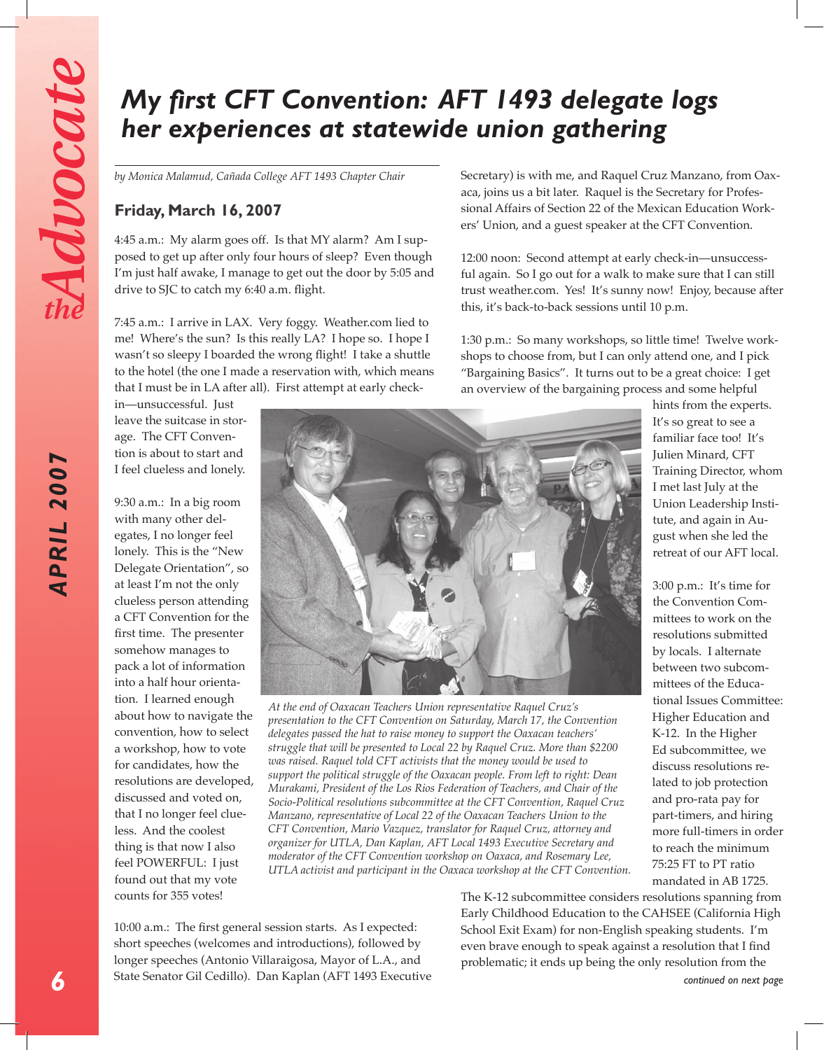# My first CFT Convention: AFT 1493 delegate logs her experiences at statewide union gathering

*by Monica Malamud, Cañada College AFT 1493 Chapter Chair*

## Friday, March 16, 2007

4:45 a.m.: My alarm goes off. Is that MY alarm? Am I supposed to get up after only four hours of sleep? Even though I'm just half awake, I manage to get out the door by 5:05 and drive to SJC to catch my 6:40 a.m. flight.

7:45 a.m.: I arrive in LAX. Very foggy. Weather.com lied to me! Where's the sun? Is this really LA? I hope so. I hope I wasn't so sleepy I boarded the wrong flight! I take a shuttle to the hotel (the one I made a reservation with, which means that I must be in LA after all). First attempt at early check-in—unsuccessful. Just leave the suitcase in storage. The CFT Convention is about to start and I feel clueless and lonely.

9:30 a.m.: In a big room with many other delegates, I no longer feel lonely. This is the "New Delegate Orientation", so at least I'm not the only clueless person attending a CFT Convention for the first time. The presenter somehow manages to pack a lot of information into a half hour orientation. I learned enough about how to navigate the convention, how to select a workshop, how to vote for candidates, how the resolutions are developed, discussed and voted on, that I no longer feel clueless. And the coolest thing is that now I also feel POWERFUL: I just found out that my vote counts for 355 votes!

10:00 a.m.: The first general session starts. As I expected: short speeches (welcomes and introductions), followed by longer speeches (Antonio Villaraigosa, Mayor of L.A., and State Senator Gil Cedillo). Dan Kaplan (AFT 1493 Executive Secretary) is with me, and Raquel Cruz Manzano, from Oaxaca, joins us a bit later. Raquel is the Secretary for Professional Affairs of Section 22 of the Mexican Education Workers' Union, and a guest speaker at the CFT Convention.

12:00 noon: Second attempt at early check-in—unsuccessful again. So I go out for a walk to make sure that I can still trust weather.com. Yes! It's sunny now! Enjoy, because after this, it's back-to-back sessions until 10 p.m.

1:30 p.m.: So many workshops, so little time! Twelve workshops to choose from, but I can only attend one, and I pick "Bargaining Basics". It turns out to be a great choice: I get an overview of the bargaining process and some helpful hints from the experts. It's so great to see a familiar face too! It's Julien Minard, CFT Training Director, whom I met last July at the Union Leadership Institute, and again in August when she led the retreat of our AFT local.

*At the end of Oaxacan Teachers Union representative Raquel Cruz's presentation to the CFT Convention on Saturday, March 17, the Convention delegates passed the hat to raise money to support the Oaxacan teachers' struggle that will be presented to Local 22 by Raquel Cruz. More than $2200 was raised. Raquel told CFT activists that the money would be used to support the political struggle of the Oaxacan people. From left to right: Dean Murakami, President of the Los Rios Federation of Teachers, and Chair of the Socio-Political resolutions subcommittee at the CFT Convention, Raquel Cruz Manzano, representative of Local 22 of the Oaxacan Teachers Union to the CFT Convention, Mario Vazquez, translator for Raquel Cruz, attorney and organizer for UTLA, Dan Kaplan, AFT Local 1493 Executive Secretary and moderator of the CFT Convention workshop on Oaxaca, and Rosemary Lee, UTLA activist and participant in the Oaxaca workshop at the CFT Convention.*

3:00 p.m.: It's time for the Convention Committees to work on the resolutions submitted by locals. I alternate between two subcommittees of the Educational Issues Committee: Higher Education and K-12. In the Higher Ed subcommittee, we discuss resolutions related to job protection and pro-rata pay for part-timers, and hiring more full-timers in order to reach the minimum 75:25 FT to PT ratio mandated in AB 1725. The K-12 subcommittee considers resolutions spanning from Early Childhood Education to the CAHSEE (California High School Exit Exam) for non-English speaking students. I'm even brave enough to speak against a resolution that I find problematic; it ends up being the only resolution from the

*continued on next page*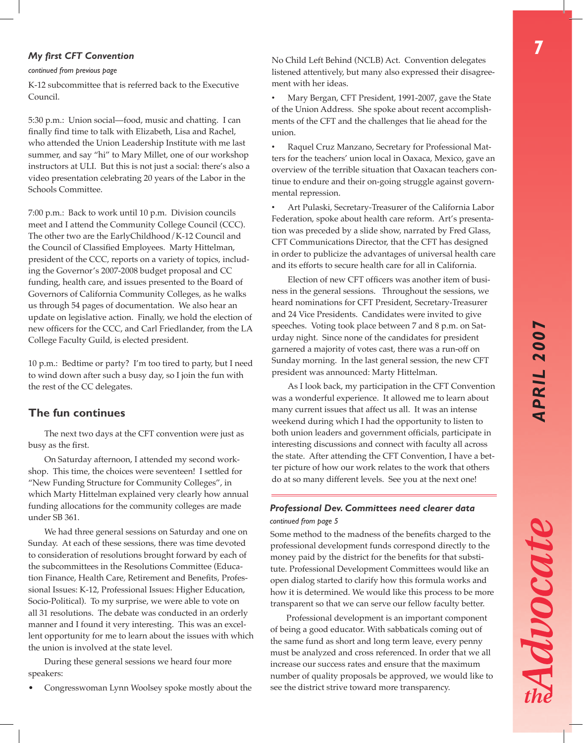### *My first CFT Convention*

*continued from previous page*

K-12 subcommittee that is referred back to the Executive Council.

5:30 p.m.: Union social—food, music and chatting. I can finally find time to talk with Elizabeth, Lisa and Rachel, who attended the Union Leadership Institute with me last summer, and say "hi" to Mary Millet, one of our workshop instructors at ULI. But this is not just a social: there's also a video presentation celebrating 20 years of the Labor in the Schools Committee.

7:00 p.m.: Back to work until 10 p.m. Division councils meet and I attend the Community College Council (CCC). The other two are the EarlyChildhood/K-12 Council and the Council of Classified Employees. Marty Hittelman, president of the CCC, reports on a variety of topics, including the Governor's 2007-2008 budget proposal and CC funding, health care, and issues presented to the Board of Governors of California Community Colleges, as he walks us through 54 pages of documentation. We also hear an update on legislative action. Finally, we hold the election of new officers for the CCC, and Carl Friedlander, from the LA College Faculty Guild, is elected president.

10 p.m.: Bedtime or party? I'm too tired to party, but I need to wind down after such a busy day, so I join the fun with the rest of the CC delegates.

## The fun continues

The next two days at the CFT convention were just as busy as the first.

On Saturday afternoon, I attended my second workshop. This time, the choices were seventeen! I settled for "New Funding Structure for Community Colleges", in which Marty Hittelman explained very clearly how annual funding allocations for the community colleges are made under SB 361.

We had three general sessions on Saturday and one on Sunday. At each of these sessions, there was time devoted to consideration of resolutions brought forward by each of the subcommittees in the Resolutions Committee (Education Finance, Health Care, Retirement and Benefits, Professional Issues: K-12, Professional Issues: Higher Education, Socio-Political). To my surprise, we were able to vote on all 31 resolutions. The debate was conducted in an orderly manner and I found it very interesting. This was an excellent opportunity for me to learn about the issues with which the union is involved at the state level.

During these general sessions we heard four more speakers:

- Congresswoman Lynn Woolsey spoke mostly about the No Child Left Behind (NCLB) Act. Convention delegates listened attentively, but many also expressed their disagreement with her ideas.
- Mary Bergan, CFT President, 1991-2007, gave the State of the Union Address. She spoke about recent accomplishments of the CFT and the challenges that lie ahead for the union.
- Raquel Cruz Manzano, Secretary for Professional Matters for the teachers' union local in Oaxaca, Mexico, gave an overview of the terrible situation that Oaxacan teachers continue to endure and their on-going struggle against governmental repression.
- Art Pulaski, Secretary-Treasurer of the California Labor Federation, spoke about health care reform. Art's presentation was preceded by a slide show, narrated by Fred Glass, CFT Communications Director, that the CFT has designed in order to publicize the advantages of universal health care and its efforts to secure health care for all in California.

Election of new CFT officers was another item of business in the general sessions. Throughout the sessions, we heard nominations for CFT President, Secretary-Treasurer and 24 Vice Presidents. Candidates were invited to give speeches. Voting took place between 7 and 8 p.m. on Saturday night. Since none of the candidates for president garnered a majority of votes cast, there was a run-off on Sunday morning. In the last general session, the new CFT president was announced: Marty Hittelman.

As I look back, my participation in the CFT Convention was a wonderful experience. It allowed me to learn about many current issues that affect us all. It was an intense weekend during which I had the opportunity to listen to both union leaders and government officials, participate in interesting discussions and connect with faculty all across the state. After attending the CFT Convention, I have a better picture of how our work relates to the work that others do at so many different levels. See you at the next one!

---

### *Professional Dev. Committees need clearer data*

*continued from page 5*

Some method to the madness of the benefits charged to the professional development funds correspond directly to the money paid by the district for the benefits for that substitute. Professional Development Committees would like an open dialog started to clarify how this formula works and how it is determined. We would like this process to be more transparent so that we can serve our fellow faculty better.

Professional development is an important component of being a good educator. With sabbaticals coming out of the same fund as short and long term leave, every penny must be analyzed and cross referenced. In order that we all increase our success rates and ensure that the maximum number of quality proposals be approved, we would like to see the district strive toward more transparency.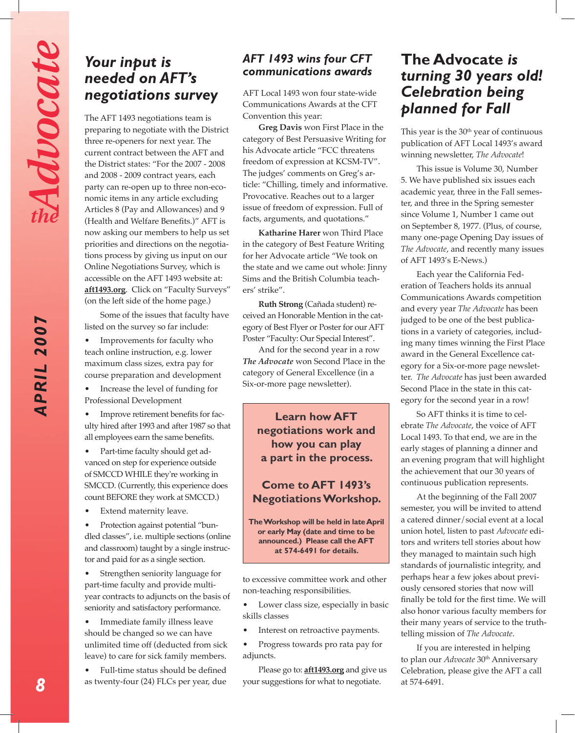## *Your input is needed on AFT's negotiations survey*

The AFT 1493 negotiations team is preparing to negotiate with the District three re-openers for next year. The current contract between the AFT and the District states: "For the 2007 - 2008 and 2008 - 2009 contract years, each party can re-open up to three non-economic items in any article excluding Articles 8 (Pay and Allowances) and 9 (Health and Welfare Benefits.)" AFT is now asking our members to help us set priorities and directions on the negotiations process by giving us input on our Online Negotiations Survey, which is accessible on the AFT 1493 website at: **aft1493.org**. Click on "Faculty Surveys" (on the left side of the home page.)

Some of the issues that faculty have listed on the survey so far include:

- Improvements for faculty who teach online instruction, e.g. lower maximum class sizes, extra pay for course preparation and development
- Increase the level of funding for Professional Development
- Improve retirement benefits for faculty hired after 1993 and after 1987 so that all employees earn the same benefits.
- Part-time faculty should get advanced on step for experience outside of SMCCD WHILE they're working in SMCCD. (Currently, this experience does count BEFORE they work at SMCCD.)
- Extend maternity leave.
- Protection against potential "bundled classes", i.e. multiple sections (online and classroom) taught by a single instructor and paid for as a single section.
- Strengthen seniority language for part-time faculty and provide multi-year contracts to adjuncts on the basis of seniority and satisfactory performance.
- Immediate family illness leave should be changed so we can have unlimited time off (deducted from sick leave) to care for sick family members.
- Full-time status should be defined as twenty-four (24) FLCs per year, due to excessive committee work and other non-teaching responsibilities.
- Lower class size, especially in basic skills classes
- Interest on retroactive payments.
- Progress towards pro rata pay for adjuncts.

Please go to: **aft1493.org** and give us your suggestions for what to negotiate.

## *AFT 1493 wins four CFT communications awards*

AFT Local 1493 won four state-wide Communications Awards at the CFT Convention this year:

**Greg Davis** won First Place in the category of Best Persuasive Writing for his Advocate article "FCC threatens freedom of expression at KCSM-TV". The judges' comments on Greg's article: "Chilling, timely and informative. Provocative. Reaches out to a larger issue of freedom of expression. Full of facts, arguments, and quotations."

**Katharine Harer** won Third Place in the category of Best Feature Writing for her Advocate article "We took on the state and we came out whole: Jinny Sims and the British Columbia teachers' strike".

**Ruth Strong** (Cañada student) received an Honorable Mention in the category of Best Flyer or Poster for our AFT Poster "Faculty: Our Special Interest".

And for the second year in a row ***The Advocate*** won Second Place in the category of General Excellence (in a Six-or-more page newsletter).

> **Learn how AFT negotiations work and how you can play a part in the process.**
>
> **Come to AFT 1493's Negotiations Workshop.**
>
> **The Workshop will be held in late April or early May (date and time to be announced.) Please call the AFT at 574-6491 for details.**

## *The Advocate* is turning 30 years old! Celebration being planned for Fall

This year is the 30th year of continuous publication of AFT Local 1493's award winning newsletter, *The Advocate*!

This issue is Volume 30, Number 5. We have published six issues each academic year, three in the Fall semester, and three in the Spring semester since Volume 1, Number 1 came out on September 8, 1977. (Plus, of course, many one-page Opening Day issues of *The Advocate*, and recently many issues of AFT 1493's E-News.)

Each year the California Federation of Teachers holds its annual Communications Awards competition and every year *The Advocate* has been judged to be one of the best publications in a variety of categories, including many times winning the First Place award in the General Excellence category for a Six-or-more page newsletter. *The Advocate* has just been awarded Second Place in the state in this category for the second year in a row!

So AFT thinks it is time to celebrate *The Advocate*, the voice of AFT Local 1493. To that end, we are in the early stages of planning a dinner and an evening program that will highlight the achievement that our 30 years of continuous publication represents.

At the beginning of the Fall 2007 semester, you will be invited to attend a catered dinner/social event at a local union hotel, listen to past *Advocate* editors and writers tell stories about how they managed to maintain such high standards of journalistic integrity, and perhaps hear a few jokes about previously censored stories that now will finally be told for the first time. We will also honor various faculty members for their many years of service to the truth-telling mission of *The Advocate*.

If you are interested in helping to plan our *Advocate* 30th Anniversary Celebration, please give the AFT a call at 574-6491.